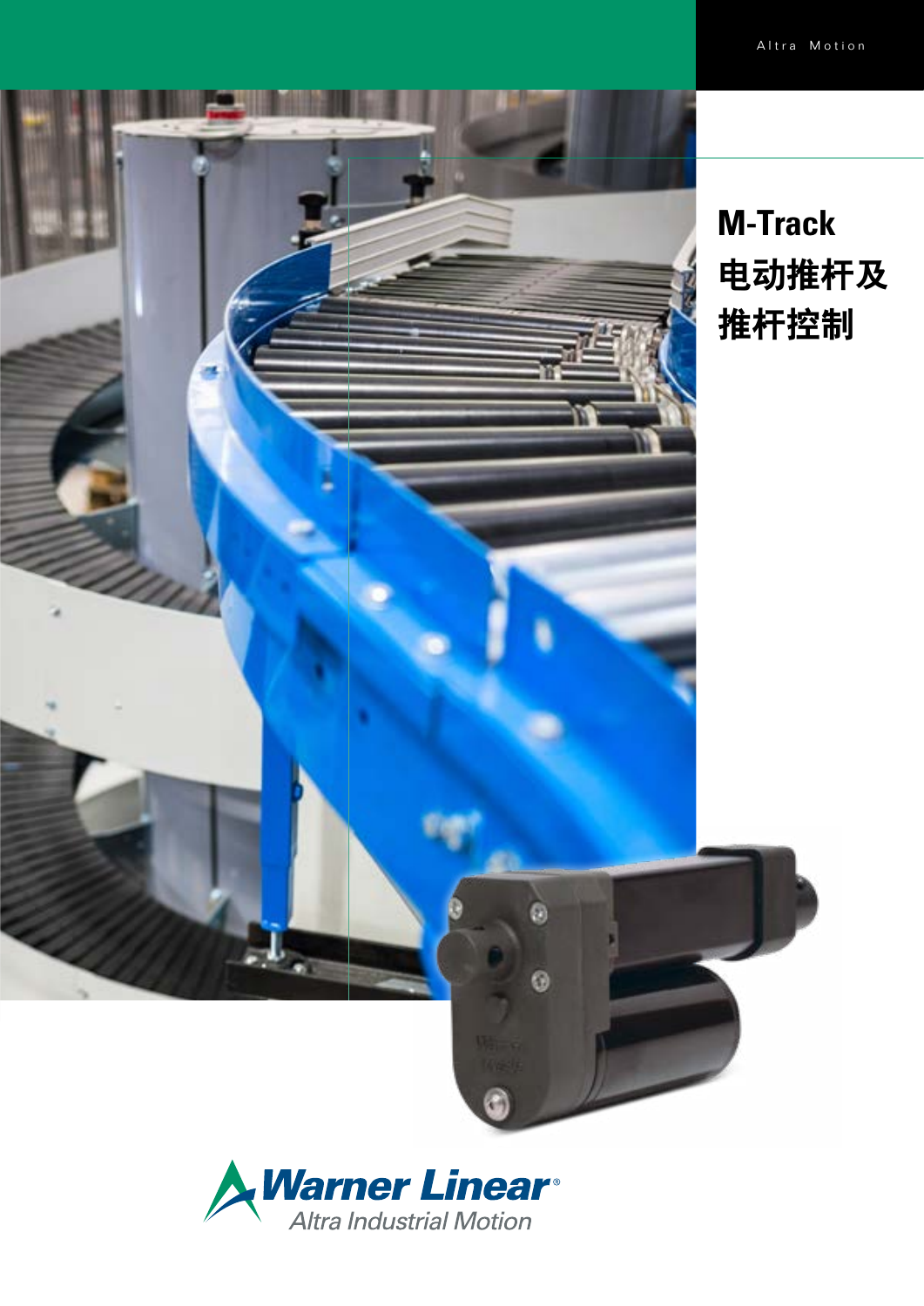Altra Motion

# M-Track 电动推杆及推杆控制

Warner Linear®

Altra Industrial Motion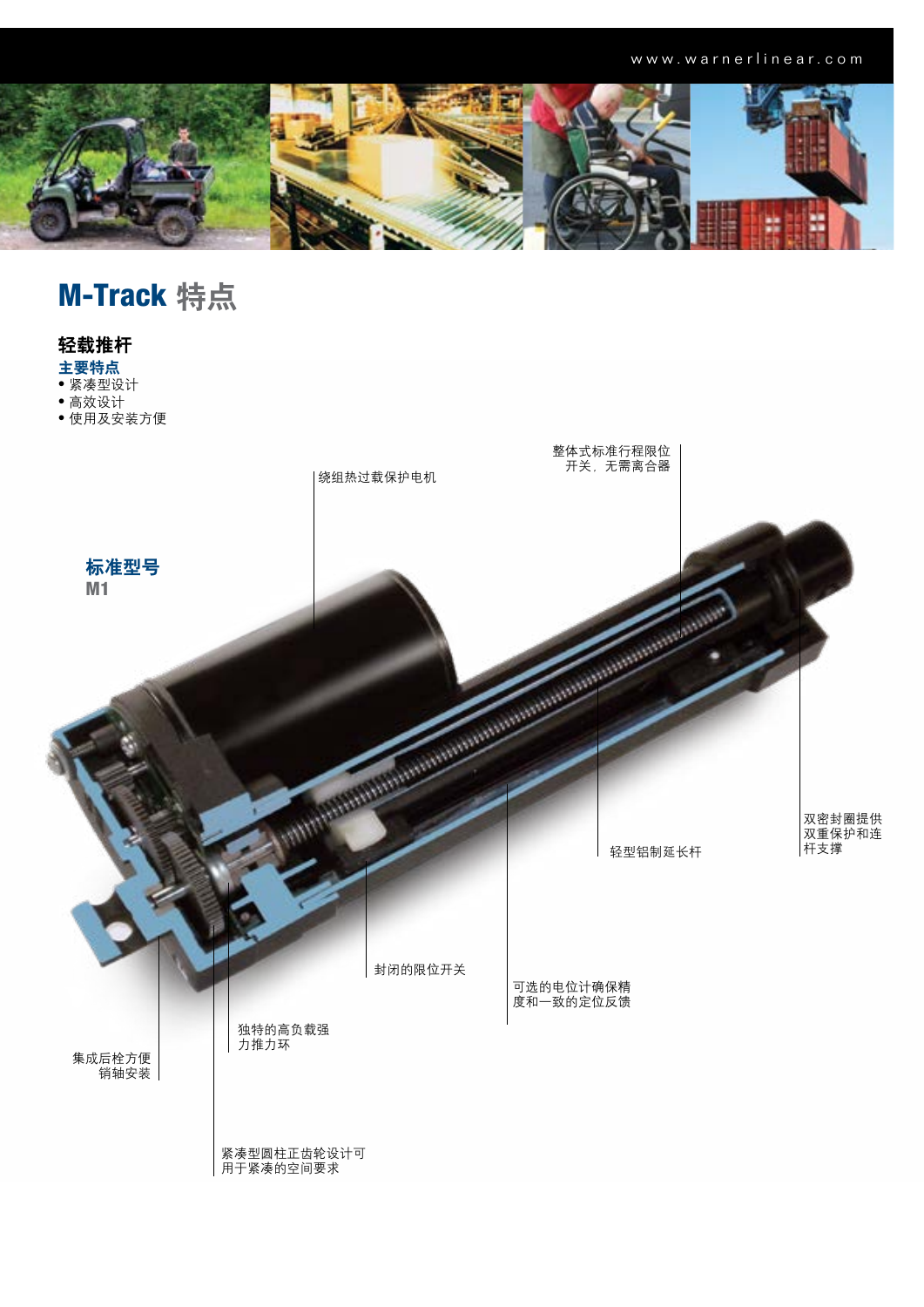# M-Track 特点

## 轻载推杆

**主要特点**

- 紧凑型设计
- 高效设计
- 使用及安装方便

### 标准型号

**M1**

绕组热过载保护电机

整体式标准行程限位开关，无需离合器

轻型铝制延长杆

双密封圈提供双重保护和连杆支撑

封闭的限位开关

可选的电位计确保精度和一致的定位反馈

独特的高负载强力推力环

集成后栓方便销轴安装

紧凑型圆柱正齿轮设计可用于紧凑的空间要求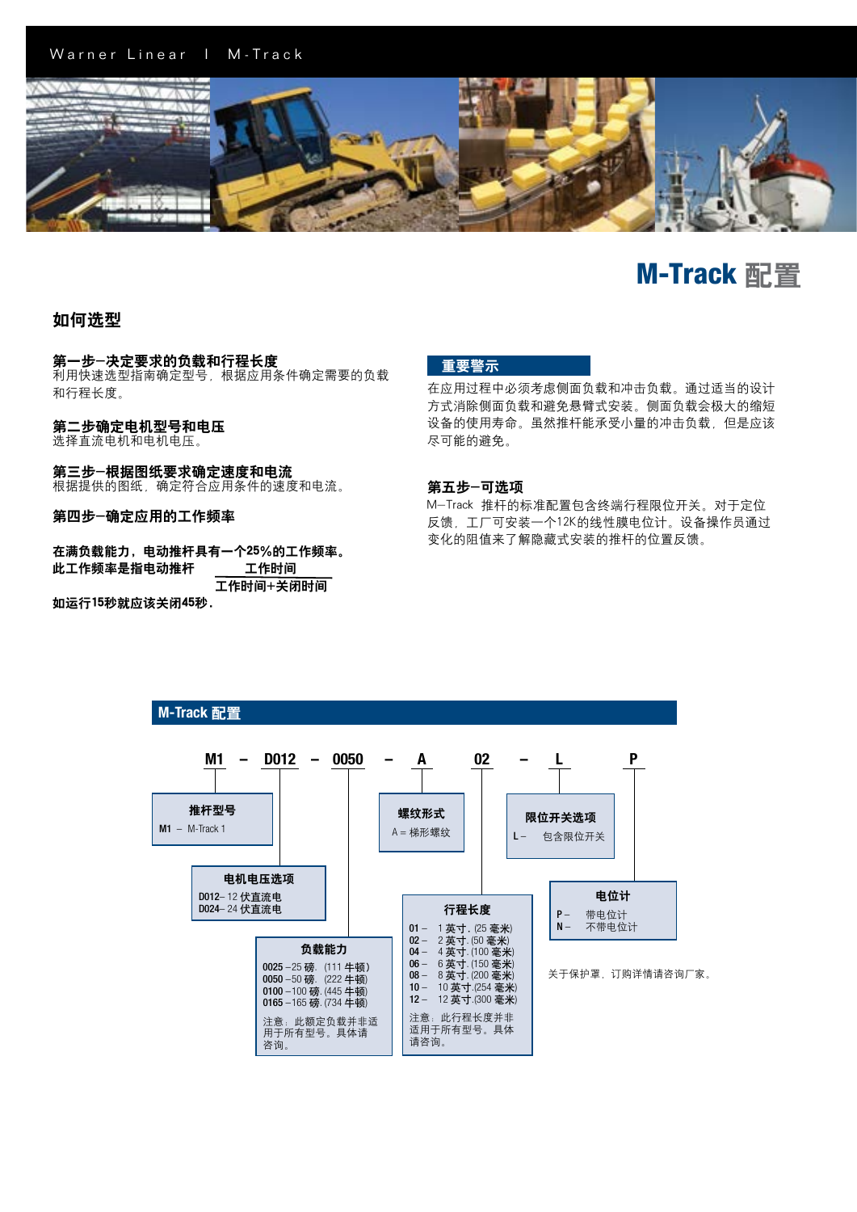# M-Track 配置

## 如何选型

**第一步–决定要求的负载和行程长度**
利用快速选型指南确定型号，根据应用条件确定需要的负载和行程长度。

**第二步确定电机型号和电压**
选择直流电机和电机电压。

**第三步–根据图纸要求确定速度和电流**
根据提供的图纸，确定符合应用条件的速度和电流。

**第四步–确定应用的工作频率**

**在满负载能力，电动推杆具有一个25%的工作频率。**
**此工作频率是指电动推杆** $\frac{\text{工作时间}}{\text{工作时间+关闭时间}}$
**如运行15秒就应该关闭45秒.**

**重要警示**

在应用过程中必须考虑侧面负载和冲击负载。通过适当的设计方式消除侧面负载和避免悬臂式安装。侧面负载会极大的缩短设备的使用寿命。虽然推杆能承受小量的冲击负载，但是应该尽可能的避免。

**第五步–可选项**

M–Track 推杆的标准配置包含终端行程限位开关。对于定位反馈，工厂可安装一个12K的线性膜电位计。设备操作员通过变化的阻值来了解隐藏式安装的推杆的位置反馈。

## M-Track 配置

**M1 – D012 – 0050 – A 02 – L P**

**推杆型号**
M1 – M-Track 1

**电机电压选项**
D012– 12 伏直流电
D024– 24 伏直流电

**负载能力**
0025 –25 磅. (111 牛顿)
0050 –50 磅. (222 牛顿)
0100 –100 磅. (445 牛顿)
0165 –165 磅. (734 牛顿)

注意：此额定负载并非适用于所有型号。具体请咨询。

**螺纹形式**
A = 梯形螺纹

**行程长度**
01 – 1 英寸. (25 毫米)
02 – 2 英寸. (50 毫米)
04 – 4 英寸. (100 毫米)
06 – 6 英寸. (150 毫米)
08 – 8 英寸. (200 毫米)
10 – 10 英寸.(254 毫米)
12 – 12 英寸.(300 毫米)

注意：此行程长度并非适用于所有型号。具体请咨询。

**限位开关选项**
L – 包含限位开关

**电位计**
P – 带电位计
N – 不带电位计

关于保护罩，订购详情请咨询厂家。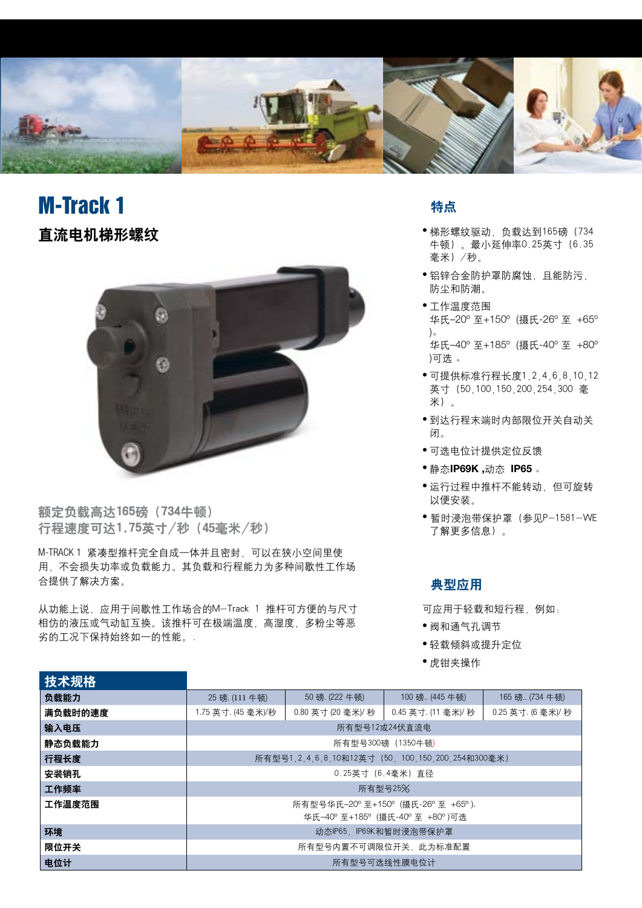# M-Track 1

## 直流电机梯形螺纹

额定负载高达165磅（734牛顿）
行程速度可达1.75英寸/秒（45毫米/秒）

M-TRACK 1 紧凑型推杆完全自成一体并且密封，可以在狭小空间里使用，不会损失功率或负载能力。其负载和行程能力为多种间歇性工作场合提供了解决方案。

从功能上说，应用于间歇性工作场合的M−Track 1 推杆可方便的与尺寸相仿的液压或气动缸互换。该推杆可在极端温度，高湿度，多粉尘等恶劣的工况下保持始终如一的性能。.

### 特点

- 梯形螺纹驱动，负载达到165磅（734牛顿）。最小延伸率0.25英寸（6.35毫米）/秒。
- 铝锌合金防护罩防腐蚀，且能防污，防尘和防潮。
- 工作温度范围
  华氏−20° 至+150° (摄氏-26° 至 +65°)。
  华氏−40° 至+185° (摄氏-40° 至 +80°)可选 。
- 可提供标准行程长度1,2,4,6,8,10,12英寸（50,100,150,200,254,300 毫米）。
- 到达行程末端时内部限位开关自动关闭。
- 可选电位计提供定位反馈
- 静态**IP69K ,**动态 **IP65** 。
- 运行过程中推杆不能转动，但可旋转以便安装。
- 暂时浸泡带保护罩（参见P−1581−WE了解更多信息）。

### 典型应用

可应用于轻载和短行程，例如：

- 阀和通气孔调节
- 轻载倾斜或提升定位
- 虎钳夹操作

### 技术规格

| **负载能力** | 25 磅. (111 牛顿) | 50 磅. (222 牛顿) | 100 磅.. (445 牛顿) | 165 磅.. (734 牛顿) |
|---|---|---|---|---|
| **满负载时的速度** | 1.75 英寸. (45 毫米)/秒 | 0.80 英寸 (20 毫米)/ 秒 | 0.45 英寸. (11 毫米)/ 秒 | 0.25 英寸. (6 毫米)/ 秒 |
| **输入电压** | 所有型号12或24伏直流电 | | | |
| **静态负载能力** | 所有型号300磅（1350牛顿) | | | |
| **行程长度** | 所有型号1,2,4,6,8,10和12英寸（50，100,150,200,254和300毫米） | | | |
| **安装销孔** | 0.25英寸（6.4毫米）直径 | | | |
| **工作频率** | 所有型号25% | | | |
| **工作温度范围** | 所有型号华氏−20° 至+150° (摄氏-26° 至 +65°). 华氏−40° 至+185° (摄氏-40° 至 +80°)可选 | | | |
| **环境** | 动态IP65，IP69K和暂时浸泡带保护罩 | | | |
| **限位开关** | 所有型号内置不可调限位开关，此为标准配置 | | | |
| **电位计** | 所有型号可选线性膜电位计 | | | |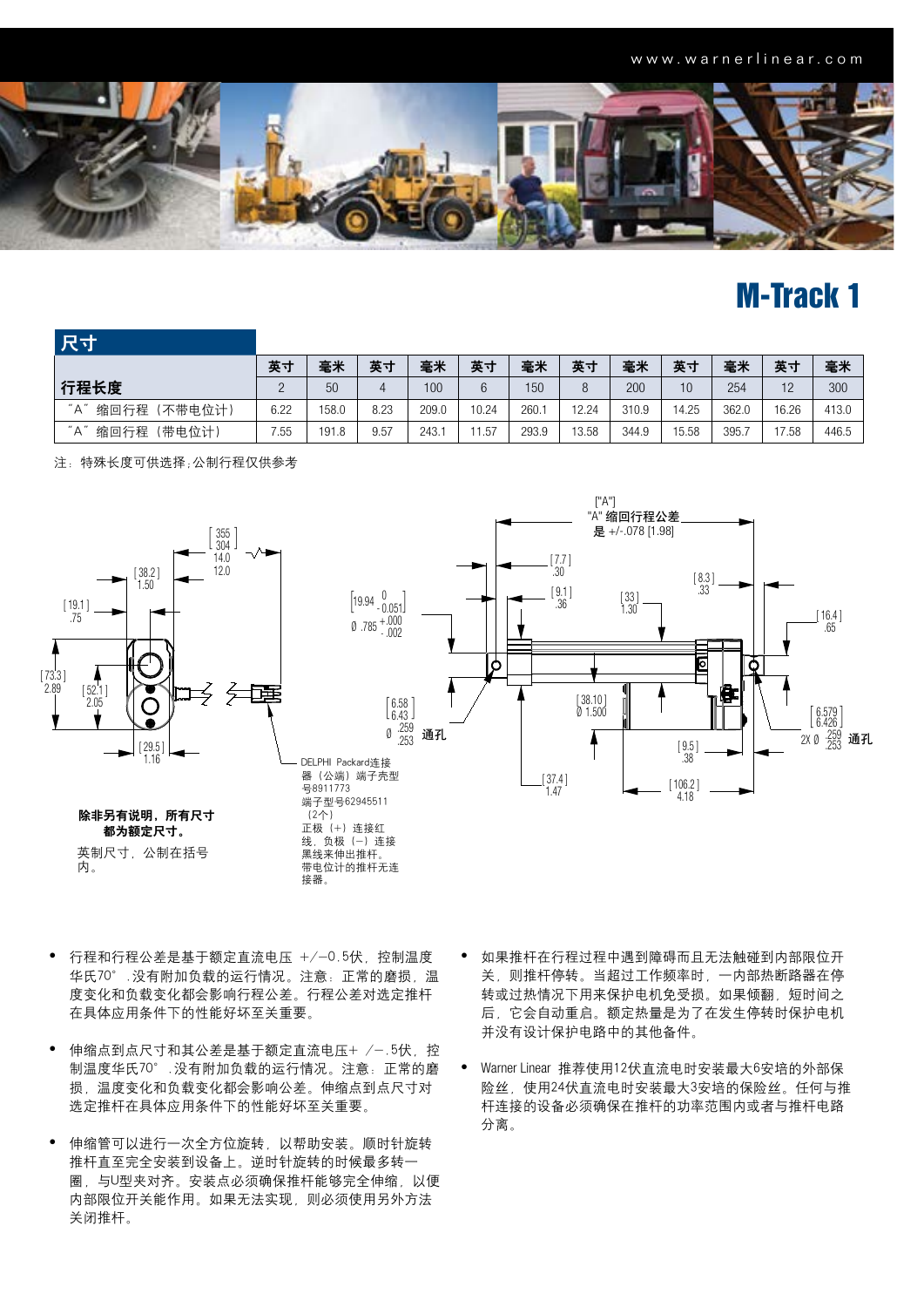# M-Track 1

## 尺寸

| 行程长度 | 英寸 | 毫米 | 英寸 | 毫米 | 英寸 | 毫米 | 英寸 | 毫米 | 英寸 | 毫米 | 英寸 | 毫米 |
|---|---|---|---|---|---|---|---|---|---|---|---|---|
| | 2 | 50 | 4 | 100 | 6 | 150 | 8 | 200 | 10 | 254 | 12 | 300 |
| "A" 缩回行程（不带电位计） | 6.22 | 158.0 | 8.23 | 209.0 | 10.24 | 260.1 | 12.24 | 310.9 | 14.25 | 362.0 | 16.26 | 413.0 |
| "A" 缩回行程（带电位计） | 7.55 | 191.8 | 9.57 | 243.1 | 11.57 | 293.9 | 13.58 | 344.9 | 15.58 | 395.7 | 17.58 | 446.5 |

注：特殊长度可供选择;公制行程仅供参考

["A"] "A" 缩回行程公差是 +/-.078 [1.98]

DELPHI Packard连接器（公端）端子壳型号8911773 端子型号62945511（2个） 正极（+）连接红线，负极（-）连接黑线来伸出推杆。带电位计的推杆无连接器。

Ø .259/.253 [6.58/6.43] 通孔

2X Ø .259/.253 [6.579/6.426] 通孔

**除非另有说明，所有尺寸都为额定尺寸。**

英制尺寸，公制在括号内。

- 行程和行程公差是基于额定直流电压 +/−0.5伏，控制温度华氏70°，没有附加负载的运行情况。注意：正常的磨损，温度变化和负载变化都会影响行程公差。行程公差对选定推杆在具体应用条件下的性能好坏至关重要。
- 伸缩点到点尺寸和其公差是基于额定直流电压+ /−.5伏，控制温度华氏70°，没有附加负载的运行情况。注意：正常的磨损，温度变化和负载变化都会影响公差。伸缩点到点尺寸对选定推杆在具体应用条件下的性能好坏至关重要。
- 伸缩管可以进行一次全方位旋转，以帮助安装。顺时针旋转推杆直至完全安装到设备上。逆时针旋转的时候最多转一圈，与U型夹对齐。安装点必须确保推杆能够完全伸缩，以便内部限位开关能作用。如果无法实现，则必须使用另外方法关闭推杆。
- 如果推杆在行程过程中遇到障碍而且无法触碰到内部限位开关，则推杆停转。当超过工作频率时，一内部热断路器在停转或过热情况下用来保护电机免受损。如果倾翻，短时间之后，它会自动重启。额定热量是为了在发生停转时保护电机并没有设计保护电路中的其他备件。
- Warner Linear 推荐使用12伏直流电时安装最大6安培的外部保险丝，使用24伏直流电时安装最大3安培的保险丝。任何与推杆连接的设备必须确保在推杆的功率范围内或者与推杆电路分离。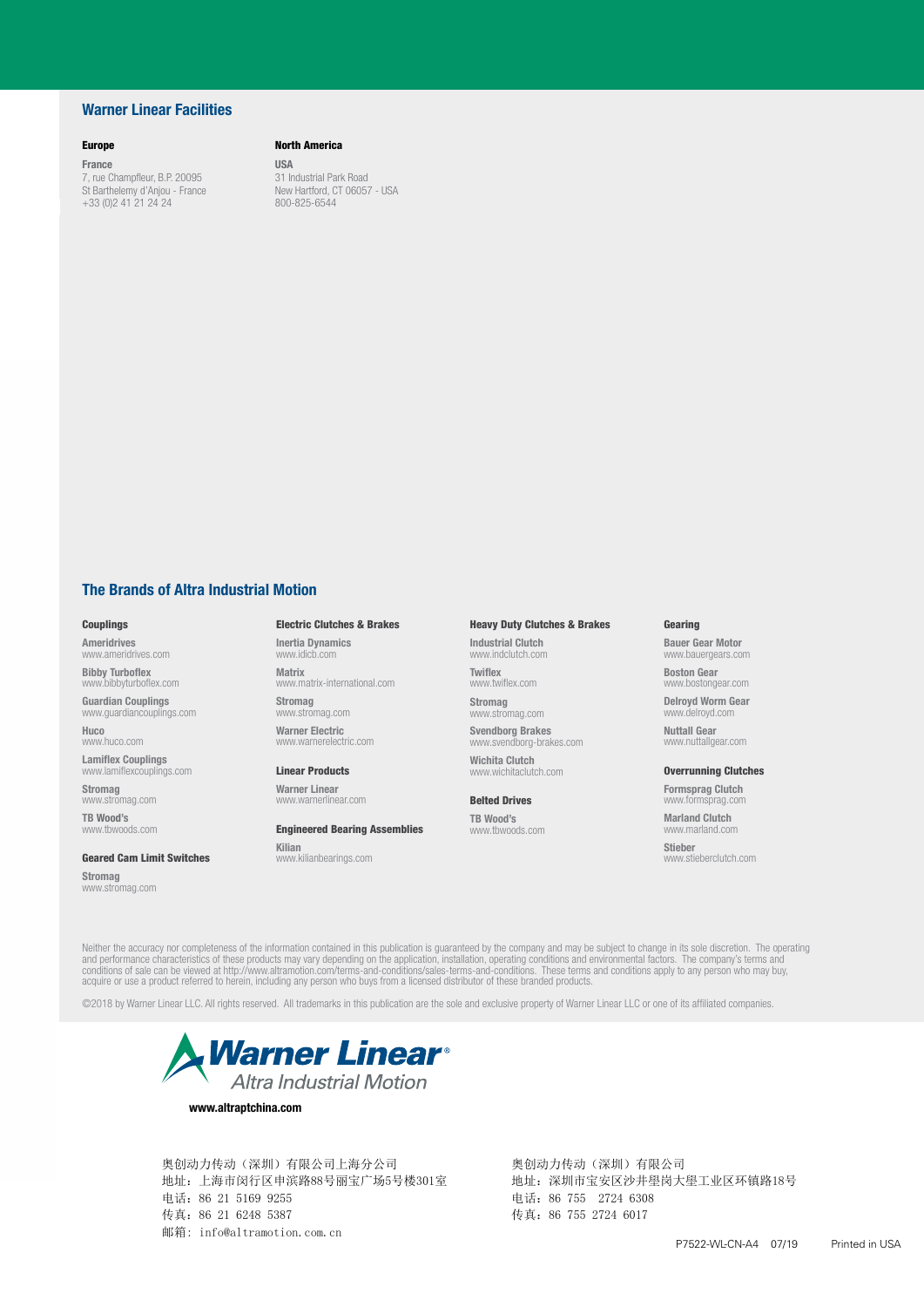## Warner Linear Facilities

**Europe**

France
7, rue Champfleur, B.P. 20095
St Barthelemy d'Anjou - France
+33 (0)2 41 21 24 24

**North America**

USA
31 Industrial Park Road
New Hartford, CT 06057 - USA
800-825-6544

## The Brands of Altra Industrial Motion

**Couplings**

Ameridrives
www.ameridrives.com

Bibby Turboflex
www.bibbyturboflex.com

Guardian Couplings
www.guardiancouplings.com

Huco
www.huco.com

Lamiflex Couplings
www.lamiflexcouplings.com

Stromag
www.stromag.com

TB Wood's
www.tbwoods.com

**Geared Cam Limit Switches**

Stromag
www.stromag.com

**Electric Clutches & Brakes**

Inertia Dynamics
www.idicb.com

Matrix
www.matrix-international.com

Stromag
www.stromag.com

Warner Electric
www.warnerelectric.com

**Linear Products**

Warner Linear
www.warnerlinear.com

**Engineered Bearing Assemblies**

Kilian
www.kilianbearings.com

**Heavy Duty Clutches & Brakes**

Industrial Clutch
www.indclutch.com

Twiflex
www.twiflex.com

Stromag
www.stromag.com

Svendborg Brakes
www.svendborg-brakes.com

Wichita Clutch
www.wichitaclutch.com

**Belted Drives**

TB Wood's
www.tbwoods.com

**Gearing**

Bauer Gear Motor
www.bauergears.com

Boston Gear
www.bostongear.com

Delroyd Worm Gear
www.delroyd.com

Nuttall Gear
www.nuttallgear.com

**Overrunning Clutches**

Formsprag Clutch
www.formsprag.com

Marland Clutch
www.marland.com

Stieber
www.stieberclutch.com

Neither the accuracy nor completeness of the information contained in this publication is guaranteed by the company and may be subject to change in its sole discretion. The operating and performance characteristics of these products may vary depending on the application, installation, operating conditions and environmental factors. The company's terms and conditions of sale can be viewed at http://www.altramotion.com/terms-and-conditions/sales-terms-and-conditions. These terms and conditions apply to any person who may buy, acquire or use a product referred to herein, including any person who buys from a licensed distributor of these branded products.

©2018 by Warner Linear LLC. All rights reserved. All trademarks in this publication are the sole and exclusive property of Warner Linear LLC or one of its affiliated companies.

Warner Linear®
Altra Industrial Motion

**www.altraptchina.com**

奥创动力传动（深圳）有限公司上海分公司
地址：上海市闵行区申滨路88号丽宝广场5号楼301室
电话：86 21 5169 9255
传真：86 21 6248 5387
邮箱：info@altramotion.com.cn

奥创动力传动（深圳）有限公司
地址：深圳市宝安区沙井垦岗大垦工业区环镇路18号
电话：86 755  2724 6308
传真：86 755 2724 6017

P7522-WL-CN-A4 07/19 Printed in USA